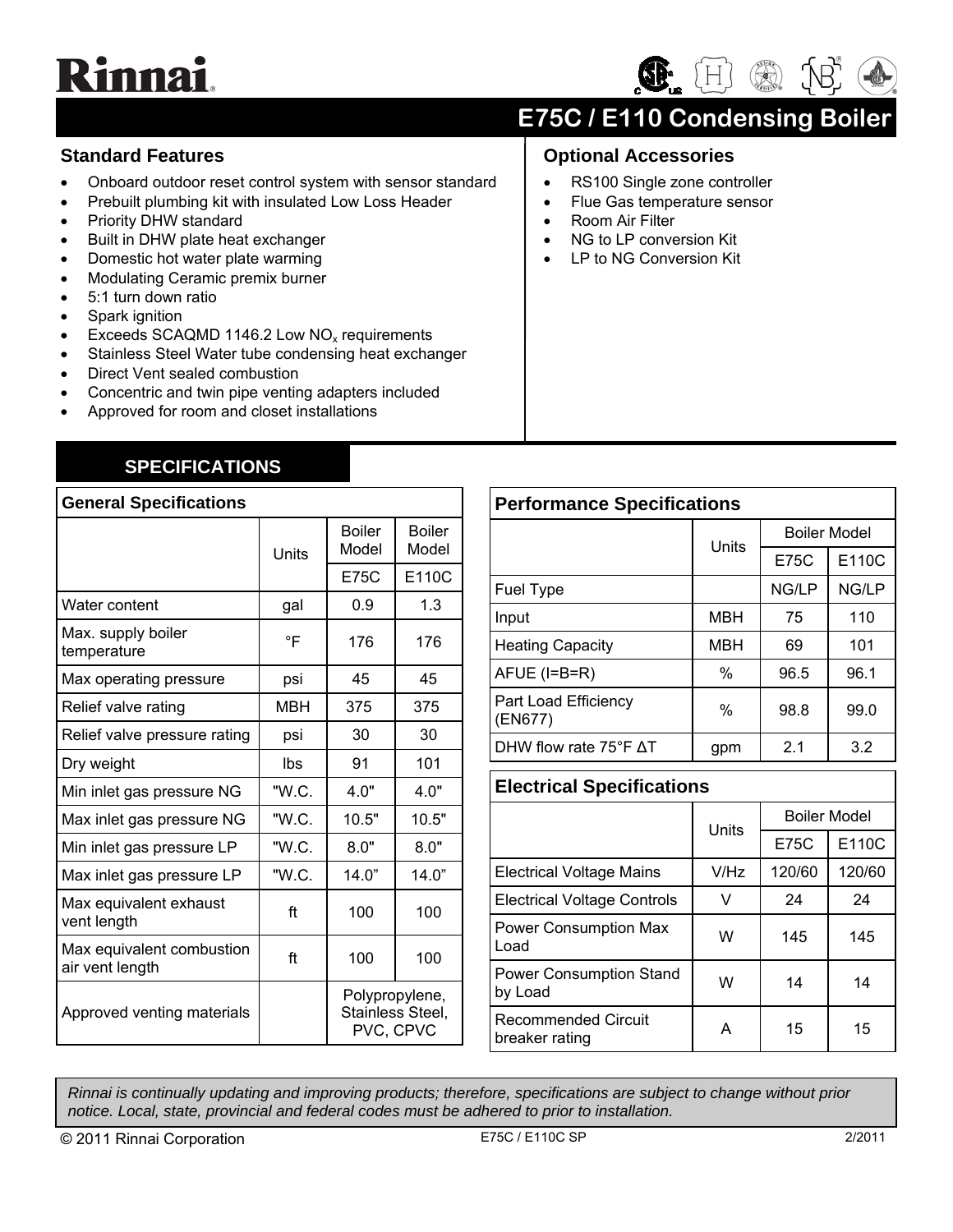# Rinnai

## E75C / E110 Condensing Boiler

### Standard Features

- Onboard outdoor reset control system with sensor standard
- Prebuilt plumbing kit with insulated Low Loss Header
- Priority DHW standard
- Built in DHW plate heat exchanger
- Domestic hot water plate warming
- Modulating Ceramic premix burner
- 5:1 turn down ratio
- Spark ignition
- Exceeds SCAQMD 1146.2 Low $NO_x$ requirements
- Stainless Steel Water tube condensing heat exchanger
- Direct Vent sealed combustion
- Concentric and twin pipe venting adapters included
- Approved for room and closet installations

### Optional Accessories

- RS100 Single zone controller
- Flue Gas temperature sensor
- Room Air Filter
- NG to LP conversion Kit
- LP to NG Conversion Kit

## SPECIFICATIONS

### General Specifications

| | Units | Boiler Model | Boiler Model |
|---|---|---|---|
| | | E75C | E110C |
| Water content | gal | 0.9 | 1.3 |
| Max. supply boiler temperature | °F | 176 | 176 |
| Max operating pressure | psi | 45 | 45 |
| Relief valve rating | MBH | 375 | 375 |
| Relief valve pressure rating | psi | 30 | 30 |
| Dry weight | lbs | 91 | 101 |
| Min inlet gas pressure NG | "W.C. | 4.0" | 4.0" |
| Max inlet gas pressure NG | "W.C. | 10.5" | 10.5" |
| Min inlet gas pressure LP | "W.C. | 8.0" | 8.0" |
| Max inlet gas pressure LP | "W.C. | 14.0” | 14.0” |
| Max equivalent exhaust vent length | ft | 100 | 100 |
| Max equivalent combustion air vent length | ft | 100 | 100 |
| Approved venting materials | | Polypropylene, Stainless Steel, PVC, CPVC | |

### Performance Specifications

| | Units | Boiler Model | |
|---|---|---|---|
| | | E75C | E110C |
| Fuel Type | | NG/LP | NG/LP |
| Input | MBH | 75 | 110 |
| Heating Capacity | MBH | 69 | 101 |
| AFUE (I=B=R) | % | 96.5 | 96.1 |
| Part Load Efficiency (EN677) | % | 98.8 | 99.0 |
| DHW flow rate 75°F ΔT | gpm | 2.1 | 3.2 |

### Electrical Specifications

| | Units | Boiler Model | |
|---|---|---|---|
| | | E75C | E110C |
| Electrical Voltage Mains | V/Hz | 120/60 | 120/60 |
| Electrical Voltage Controls | V | 24 | 24 |
| Power Consumption Max Load | W | 145 | 145 |
| Power Consumption Stand by Load | W | 14 | 14 |
| Recommended Circuit breaker rating | A | 15 | 15 |

*Rinnai is continually updating and improving products; therefore, specifications are subject to change without prior notice. Local, state, provincial and federal codes must be adhered to prior to installation.*

© 2011 Rinnai Corporation — E75C / E110C SP — 2/2011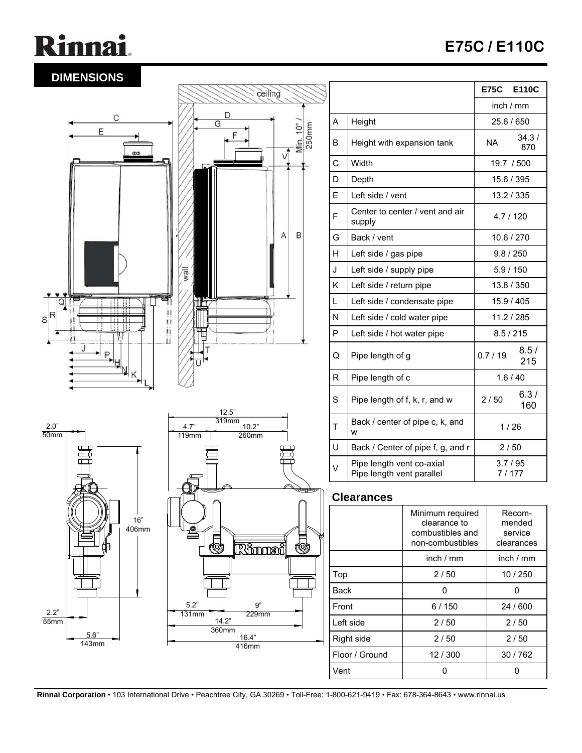## DIMENSIONS

ceiling

wall

Min. 10" / 250mm

12.5"
319mm
4.7"
119mm
10.2"
260mm

2.0"
50mm

16"
406mm

2.2"
55mm

5.6"
143mm

5.2"
131mm
9"
229mm
14.2"
360mm
16.4"
416mm

| | | E75C | E110C |
|---|---|---|---|
| | | inch / mm | |
| A | Height | 25.6 / 650 | |
| B | Height with expansion tank | NA | 34.3 / 870 |
| C | Width | 19.7 / 500 | |
| D | Depth | 15.6 / 395 | |
| E | Left side / vent | 13.2 / 335 | |
| F | Center to center / vent and air supply | 4.7 / 120 | |
| G | Back / vent | 10.6 / 270 | |
| H | Left side / gas pipe | 9.8 / 250 | |
| J | Left side / supply pipe | 5.9 / 150 | |
| K | Left side / return pipe | 13.8 / 350 | |
| L | Left side / condensate pipe | 15.9 / 405 | |
| N | Left side / cold water pipe | 11.2 / 285 | |
| P | Left side / hot water pipe | 8.5 / 215 | |
| Q | Pipe length of g | 0.7 / 19 | 8.5 / 215 |
| R | Pipe length of c | 1.6 / 40 | |
| S | Pipe length of f, k, r, and w | 2 / 50 | 6.3 / 160 |
| T | Back / center of pipe c, k, and w | 1 / 26 | |
| U | Back / Center of pipe f, g, and r | 2 / 50 | |
| V | Pipe length vent co-axial<br>Pipe length vent parallel | 3.7 / 95<br>7 / 177 | |

### Clearances

| | Minimum required clearance to combustibles and non-combustibles | Recom-mended service clearances |
|---|---|---|
| | inch / mm | inch / mm |
| Top | 2 / 50 | 10 / 250 |
| Back | 0 | 0 |
| Front | 6 / 150 | 24 / 600 |
| Left side | 2 / 50 | 2 / 50 |
| Right side | 2 / 50 | 2 / 50 |
| Floor / Ground | 12 / 300 | 30 / 762 |
| Vent | 0 | 0 |

**Rinnai Corporation** • 103 International Drive • Peachtree City, GA 30269 • Toll-Free: 1-800-621-9419 • Fax: 678-364-8643 • www.rinnai.us